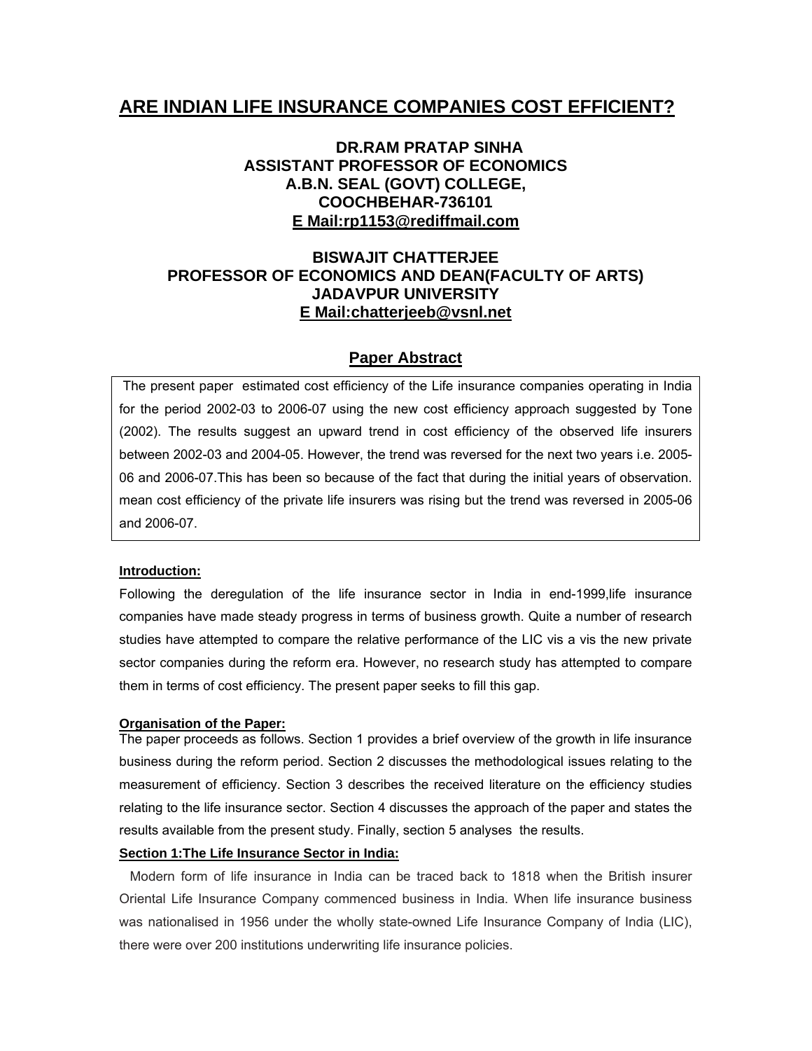# ARE INDIAN LIFE INSURANCE COMPANIES COST EFFICIENT?

**DR.RAM PRATAP SINHA**
**ASSISTANT PROFESSOR OF ECONOMICS**
**A.B.N. SEAL (GOVT) COLLEGE,**
**COOCHBEHAR-736101**
**E Mail:rp1153@rediffmail.com**

**BISWAJIT CHATTERJEE**
**PROFESSOR OF ECONOMICS AND DEAN(FACULTY OF ARTS)**
**JADAVPUR UNIVERSITY**
**E Mail:chatterjeeb@vsnl.net**

## Paper Abstract

The present paper estimated cost efficiency of the Life insurance companies operating in India for the period 2002-03 to 2006-07 using the new cost efficiency approach suggested by Tone (2002). The results suggest an upward trend in cost efficiency of the observed life insurers between 2002-03 and 2004-05. However, the trend was reversed for the next two years i.e. 2005-06 and 2006-07.This has been so because of the fact that during the initial years of observation. mean cost efficiency of the private life insurers was rising but the trend was reversed in 2005-06 and 2006-07.

**Introduction:**

Following the deregulation of the life insurance sector in India in end-1999,life insurance companies have made steady progress in terms of business growth. Quite a number of research studies have attempted to compare the relative performance of the LIC vis a vis the new private sector companies during the reform era. However, no research study has attempted to compare them in terms of cost efficiency. The present paper seeks to fill this gap.

**Organisation of the Paper:**

The paper proceeds as follows. Section 1 provides a brief overview of the growth in life insurance business during the reform period. Section 2 discusses the methodological issues relating to the measurement of efficiency. Section 3 describes the received literature on the efficiency studies relating to the life insurance sector. Section 4 discusses the approach of the paper and states the results available from the present study. Finally, section 5 analyses the results.

**Section 1:The Life Insurance Sector in India:**

Modern form of life insurance in India can be traced back to 1818 when the British insurer Oriental Life Insurance Company commenced business in India. When life insurance business was nationalised in 1956 under the wholly state-owned Life Insurance Company of India (LIC), there were over 200 institutions underwriting life insurance policies.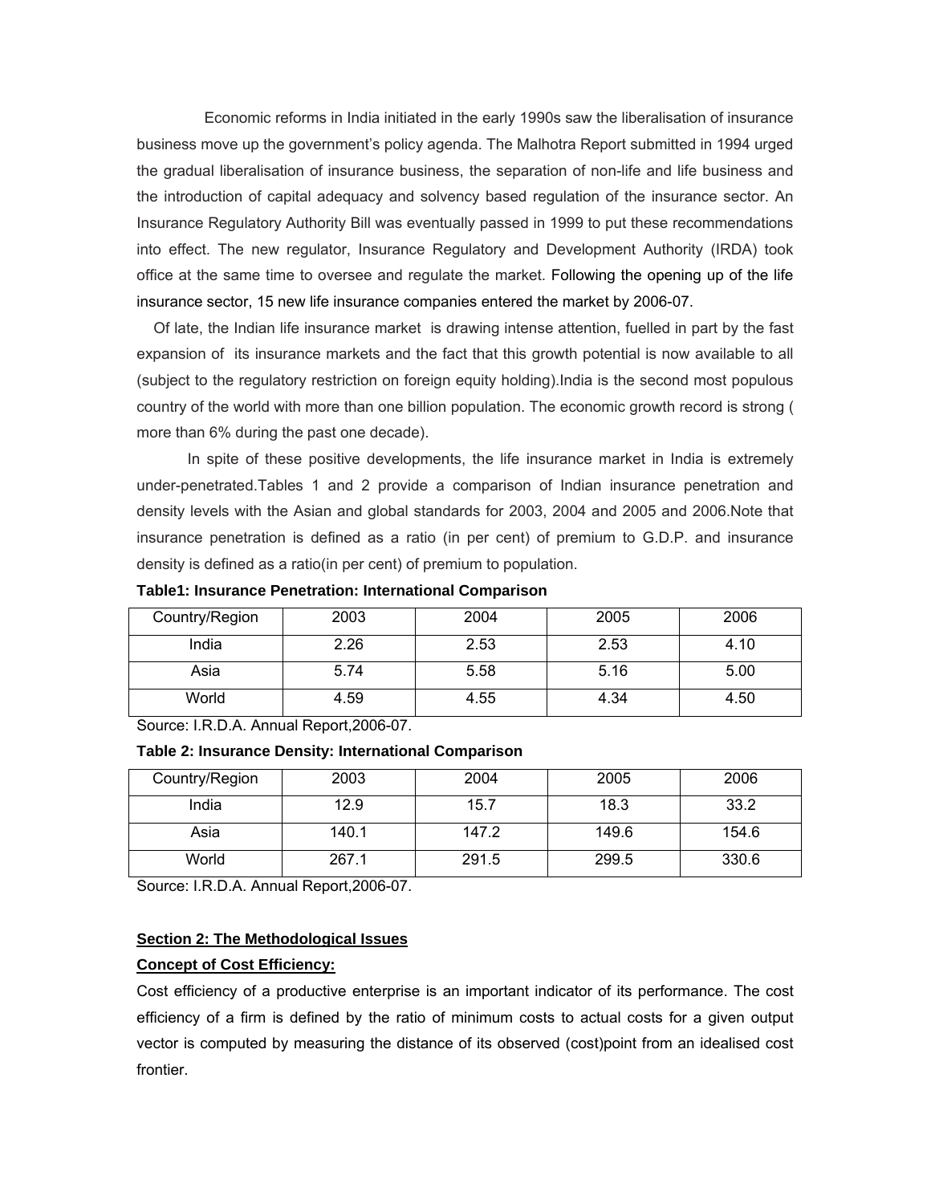Economic reforms in India initiated in the early 1990s saw the liberalisation of insurance business move up the government's policy agenda. The Malhotra Report submitted in 1994 urged the gradual liberalisation of insurance business, the separation of non-life and life business and the introduction of capital adequacy and solvency based regulation of the insurance sector. An Insurance Regulatory Authority Bill was eventually passed in 1999 to put these recommendations into effect. The new regulator, Insurance Regulatory and Development Authority (IRDA) took office at the same time to oversee and regulate the market. Following the opening up of the life insurance sector, 15 new life insurance companies entered the market by 2006-07.

Of late, the Indian life insurance market is drawing intense attention, fuelled in part by the fast expansion of its insurance markets and the fact that this growth potential is now available to all (subject to the regulatory restriction on foreign equity holding).India is the second most populous country of the world with more than one billion population. The economic growth record is strong ( more than 6% during the past one decade).

In spite of these positive developments, the life insurance market in India is extremely under-penetrated.Tables 1 and 2 provide a comparison of Indian insurance penetration and density levels with the Asian and global standards for 2003, 2004 and 2005 and 2006.Note that insurance penetration is defined as a ratio (in per cent) of premium to G.D.P. and insurance density is defined as a ratio(in per cent) of premium to population.

**Table1: Insurance Penetration: International Comparison**

| Country/Region | 2003 | 2004 | 2005 | 2006 |
|---|---|---|---|---|
| India | 2.26 | 2.53 | 2.53 | 4.10 |
| Asia | 5.74 | 5.58 | 5.16 | 5.00 |
| World | 4.59 | 4.55 | 4.34 | 4.50 |

Source: I.R.D.A. Annual Report,2006-07.

**Table 2: Insurance Density: International Comparison**

| Country/Region | 2003 | 2004 | 2005 | 2006 |
|---|---|---|---|---|
| India | 12.9 | 15.7 | 18.3 | 33.2 |
| Asia | 140.1 | 147.2 | 149.6 | 154.6 |
| World | 267.1 | 291.5 | 299.5 | 330.6 |

Source: I.R.D.A. Annual Report,2006-07.

## Section 2: The Methodological Issues

### Concept of Cost Efficiency:

Cost efficiency of a productive enterprise is an important indicator of its performance. The cost efficiency of a firm is defined by the ratio of minimum costs to actual costs for a given output vector is computed by measuring the distance of its observed (cost)point from an idealised cost frontier.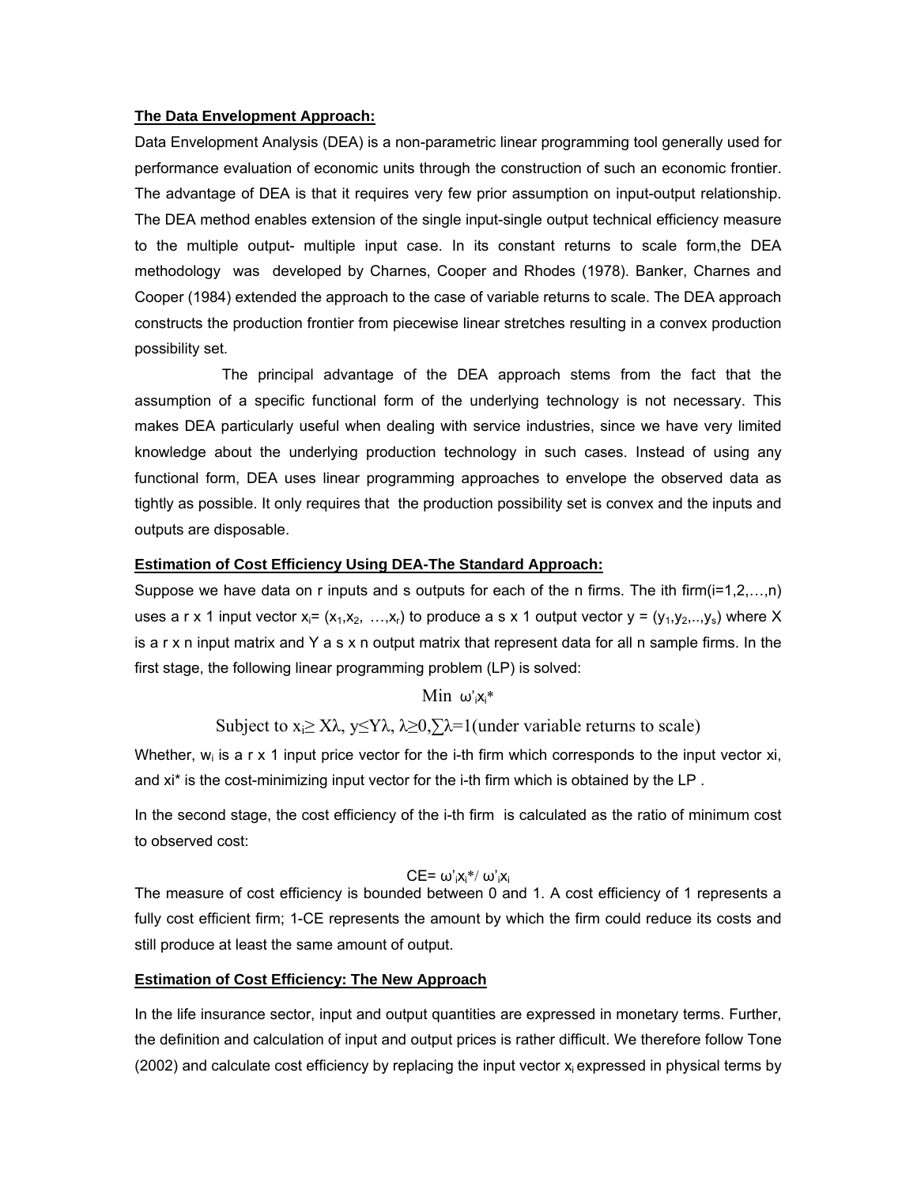**The Data Envelopment Approach:**

Data Envelopment Analysis (DEA) is a non-parametric linear programming tool generally used for performance evaluation of economic units through the construction of such an economic frontier. The advantage of DEA is that it requires very few prior assumption on input-output relationship. The DEA method enables extension of the single input-single output technical efficiency measure to the multiple output- multiple input case. In its constant returns to scale form,the DEA methodology was developed by Charnes, Cooper and Rhodes (1978). Banker, Charnes and Cooper (1984) extended the approach to the case of variable returns to scale. The DEA approach constructs the production frontier from piecewise linear stretches resulting in a convex production possibility set.

The principal advantage of the DEA approach stems from the fact that the assumption of a specific functional form of the underlying technology is not necessary. This makes DEA particularly useful when dealing with service industries, since we have very limited knowledge about the underlying production technology in such cases. Instead of using any functional form, DEA uses linear programming approaches to envelope the observed data as tightly as possible. It only requires that the production possibility set is convex and the inputs and outputs are disposable.

**Estimation of Cost Efficiency Using DEA-The Standard Approach:**

Suppose we have data on r inputs and s outputs for each of the n firms. The ith firm(i=1,2,…,n) uses a r x 1 input vector $x_i = (x_1, x_2, \ldots, x_r)$ to produce a s x 1 output vector $y = (y_1, y_2, .., y_s)$ where X is a r x n input matrix and Y a s x n output matrix that represent data for all n sample firms. In the first stage, the following linear programming problem (LP) is solved:

$$\text{Min } \omega'_i x_i^*$$

$$\text{Subject to } x_i \geq X\lambda,\ y \leq Y\lambda,\ \lambda \geq 0, \sum\lambda = 1 \text{(under variable returns to scale)}$$

Whether, $w_i$ is a r x 1 input price vector for the i-th firm which corresponds to the input vector xi, and xi* is the cost-minimizing input vector for the i-th firm which is obtained by the LP .

In the second stage, the cost efficiency of the i-th firm is calculated as the ratio of minimum cost to observed cost:

$$CE = \omega'_i x_i^* / \omega'_i x_i$$

The measure of cost efficiency is bounded between 0 and 1. A cost efficiency of 1 represents a fully cost efficient firm; 1-CE represents the amount by which the firm could reduce its costs and still produce at least the same amount of output.

**Estimation of Cost Efficiency: The New Approach**

In the life insurance sector, input and output quantities are expressed in monetary terms. Further, the definition and calculation of input and output prices is rather difficult. We therefore follow Tone (2002) and calculate cost efficiency by replacing the input vector $x_i$ expressed in physical terms by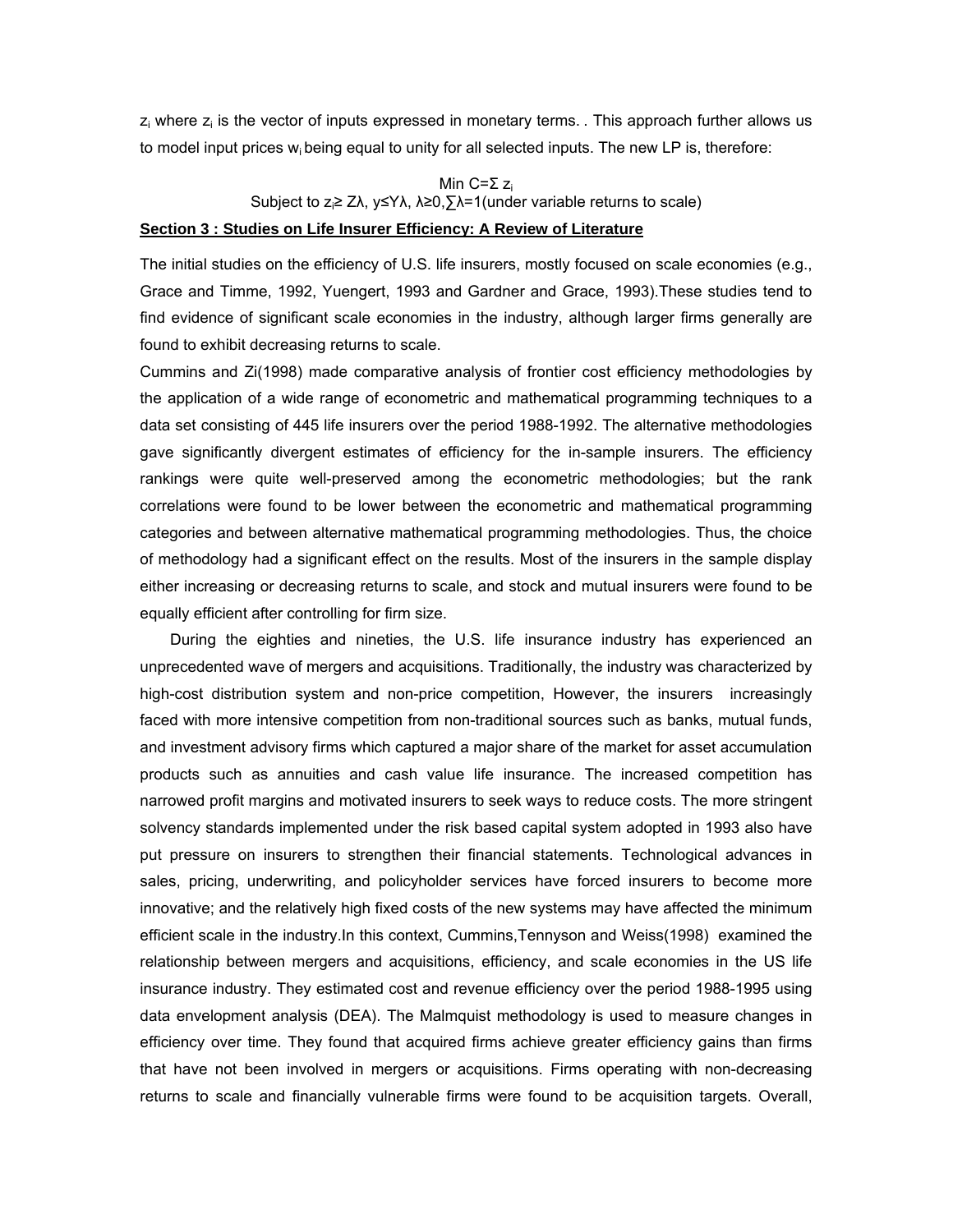$z_i$ where $z_i$ is the vector of inputs expressed in monetary terms. . This approach further allows us to model input prices $w_i$ being equal to unity for all selected inputs. The new LP is, therefore:

$$\text{Min } C=\Sigma\, z_i$$

$$\text{Subject to } z_i \geq Z\lambda,\; y \leq Y\lambda,\; \lambda \geq 0, \textstyle\sum \lambda=1 \text{(under variable returns to scale)}$$

**Section 3 : Studies on Life Insurer Efficiency: A Review of Literature**

The initial studies on the efficiency of U.S. life insurers, mostly focused on scale economies (e.g., Grace and Timme, 1992, Yuengert, 1993 and Gardner and Grace, 1993).These studies tend to find evidence of significant scale economies in the industry, although larger firms generally are found to exhibit decreasing returns to scale.

Cummins and Zi(1998) made comparative analysis of frontier cost efficiency methodologies by the application of a wide range of econometric and mathematical programming techniques to a data set consisting of 445 life insurers over the period 1988-1992. The alternative methodologies gave significantly divergent estimates of efficiency for the in-sample insurers. The efficiency rankings were quite well-preserved among the econometric methodologies; but the rank correlations were found to be lower between the econometric and mathematical programming categories and between alternative mathematical programming methodologies. Thus, the choice of methodology had a significant effect on the results. Most of the insurers in the sample display either increasing or decreasing returns to scale, and stock and mutual insurers were found to be equally efficient after controlling for firm size.

During the eighties and nineties, the U.S. life insurance industry has experienced an unprecedented wave of mergers and acquisitions. Traditionally, the industry was characterized by high-cost distribution system and non-price competition, However, the insurers increasingly faced with more intensive competition from non-traditional sources such as banks, mutual funds, and investment advisory firms which captured a major share of the market for asset accumulation products such as annuities and cash value life insurance. The increased competition has narrowed profit margins and motivated insurers to seek ways to reduce costs. The more stringent solvency standards implemented under the risk based capital system adopted in 1993 also have put pressure on insurers to strengthen their financial statements. Technological advances in sales, pricing, underwriting, and policyholder services have forced insurers to become more innovative; and the relatively high fixed costs of the new systems may have affected the minimum efficient scale in the industry.In this context, Cummins,Tennyson and Weiss(1998) examined the relationship between mergers and acquisitions, efficiency, and scale economies in the US life insurance industry. They estimated cost and revenue efficiency over the period 1988-1995 using data envelopment analysis (DEA). The Malmquist methodology is used to measure changes in efficiency over time. They found that acquired firms achieve greater efficiency gains than firms that have not been involved in mergers or acquisitions. Firms operating with non-decreasing returns to scale and financially vulnerable firms were found to be acquisition targets. Overall,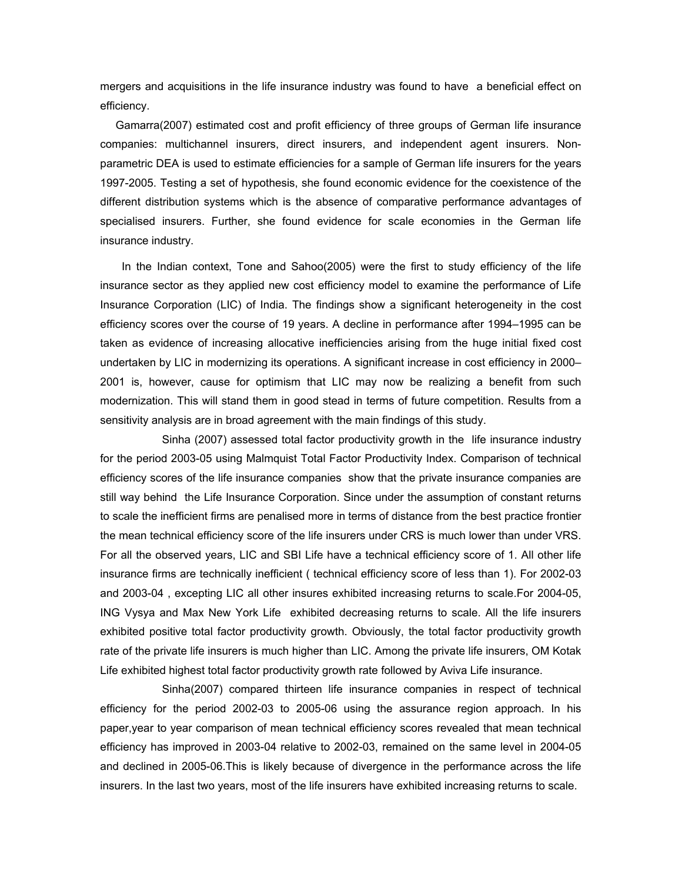mergers and acquisitions in the life insurance industry was found to have a beneficial effect on efficiency.

Gamarra(2007) estimated cost and profit efficiency of three groups of German life insurance companies: multichannel insurers, direct insurers, and independent agent insurers. Non-parametric DEA is used to estimate efficiencies for a sample of German life insurers for the years 1997-2005. Testing a set of hypothesis, she found economic evidence for the coexistence of the different distribution systems which is the absence of comparative performance advantages of specialised insurers. Further, she found evidence for scale economies in the German life insurance industry.

In the Indian context, Tone and Sahoo(2005) were the first to study efficiency of the life insurance sector as they applied new cost efficiency model to examine the performance of Life Insurance Corporation (LIC) of India. The findings show a significant heterogeneity in the cost efficiency scores over the course of 19 years. A decline in performance after 1994–1995 can be taken as evidence of increasing allocative inefficiencies arising from the huge initial fixed cost undertaken by LIC in modernizing its operations. A significant increase in cost efficiency in 2000–2001 is, however, cause for optimism that LIC may now be realizing a benefit from such modernization. This will stand them in good stead in terms of future competition. Results from a sensitivity analysis are in broad agreement with the main findings of this study.

Sinha (2007) assessed total factor productivity growth in the life insurance industry for the period 2003-05 using Malmquist Total Factor Productivity Index. Comparison of technical efficiency scores of the life insurance companies show that the private insurance companies are still way behind the Life Insurance Corporation. Since under the assumption of constant returns to scale the inefficient firms are penalised more in terms of distance from the best practice frontier the mean technical efficiency score of the life insurers under CRS is much lower than under VRS. For all the observed years, LIC and SBI Life have a technical efficiency score of 1. All other life insurance firms are technically inefficient ( technical efficiency score of less than 1). For 2002-03 and 2003-04 , excepting LIC all other insures exhibited increasing returns to scale.For 2004-05, ING Vysya and Max New York Life exhibited decreasing returns to scale. All the life insurers exhibited positive total factor productivity growth. Obviously, the total factor productivity growth rate of the private life insurers is much higher than LIC. Among the private life insurers, OM Kotak Life exhibited highest total factor productivity growth rate followed by Aviva Life insurance.

Sinha(2007) compared thirteen life insurance companies in respect of technical efficiency for the period 2002-03 to 2005-06 using the assurance region approach. In his paper,year to year comparison of mean technical efficiency scores revealed that mean technical efficiency has improved in 2003-04 relative to 2002-03, remained on the same level in 2004-05 and declined in 2005-06.This is likely because of divergence in the performance across the life insurers. In the last two years, most of the life insurers have exhibited increasing returns to scale.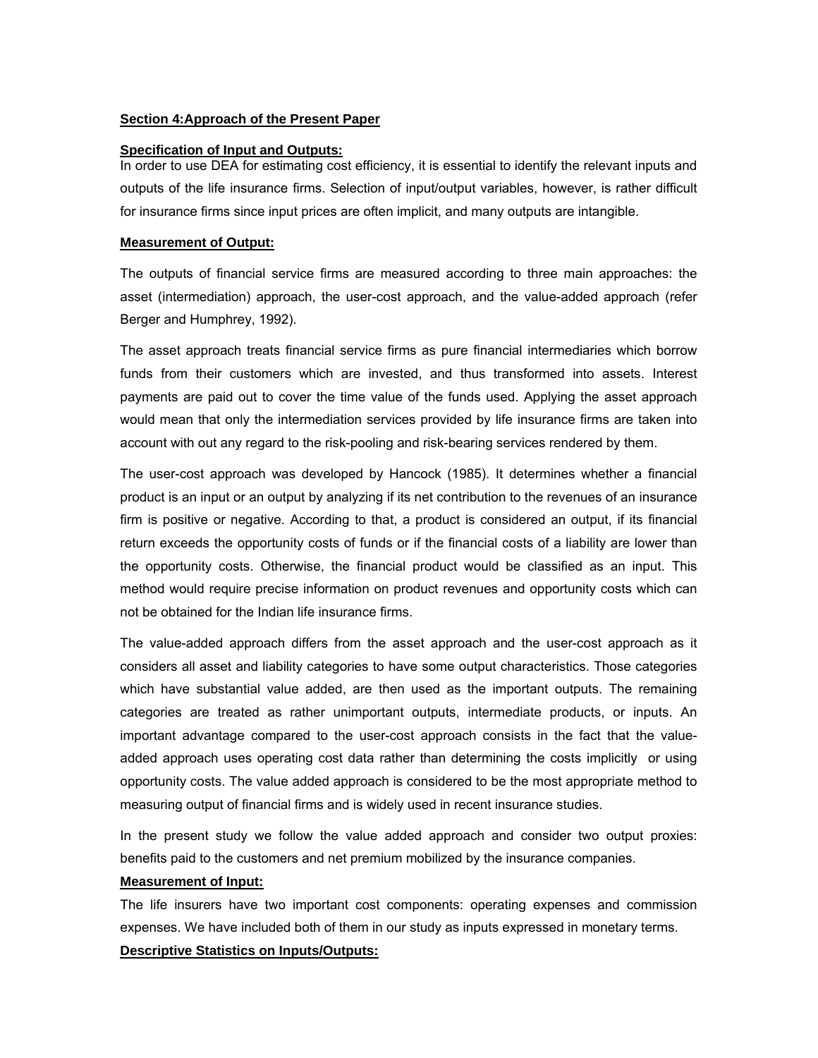## Section 4:Approach of the Present Paper

### Specification of Input and Outputs:

In order to use DEA for estimating cost efficiency, it is essential to identify the relevant inputs and outputs of the life insurance firms. Selection of input/output variables, however, is rather difficult for insurance firms since input prices are often implicit, and many outputs are intangible.

### Measurement of Output:

The outputs of financial service firms are measured according to three main approaches: the asset (intermediation) approach, the user-cost approach, and the value-added approach (refer Berger and Humphrey, 1992).

The asset approach treats financial service firms as pure financial intermediaries which borrow funds from their customers which are invested, and thus transformed into assets. Interest payments are paid out to cover the time value of the funds used. Applying the asset approach would mean that only the intermediation services provided by life insurance firms are taken into account with out any regard to the risk-pooling and risk-bearing services rendered by them.

The user-cost approach was developed by Hancock (1985). It determines whether a financial product is an input or an output by analyzing if its net contribution to the revenues of an insurance firm is positive or negative. According to that, a product is considered an output, if its financial return exceeds the opportunity costs of funds or if the financial costs of a liability are lower than the opportunity costs. Otherwise, the financial product would be classified as an input. This method would require precise information on product revenues and opportunity costs which can not be obtained for the Indian life insurance firms.

The value-added approach differs from the asset approach and the user-cost approach as it considers all asset and liability categories to have some output characteristics. Those categories which have substantial value added, are then used as the important outputs. The remaining categories are treated as rather unimportant outputs, intermediate products, or inputs. An important advantage compared to the user-cost approach consists in the fact that the value-added approach uses operating cost data rather than determining the costs implicitly or using opportunity costs. The value added approach is considered to be the most appropriate method to measuring output of financial firms and is widely used in recent insurance studies.

In the present study we follow the value added approach and consider two output proxies: benefits paid to the customers and net premium mobilized by the insurance companies.

### Measurement of Input:

The life insurers have two important cost components: operating expenses and commission expenses. We have included both of them in our study as inputs expressed in monetary terms.

### Descriptive Statistics on Inputs/Outputs: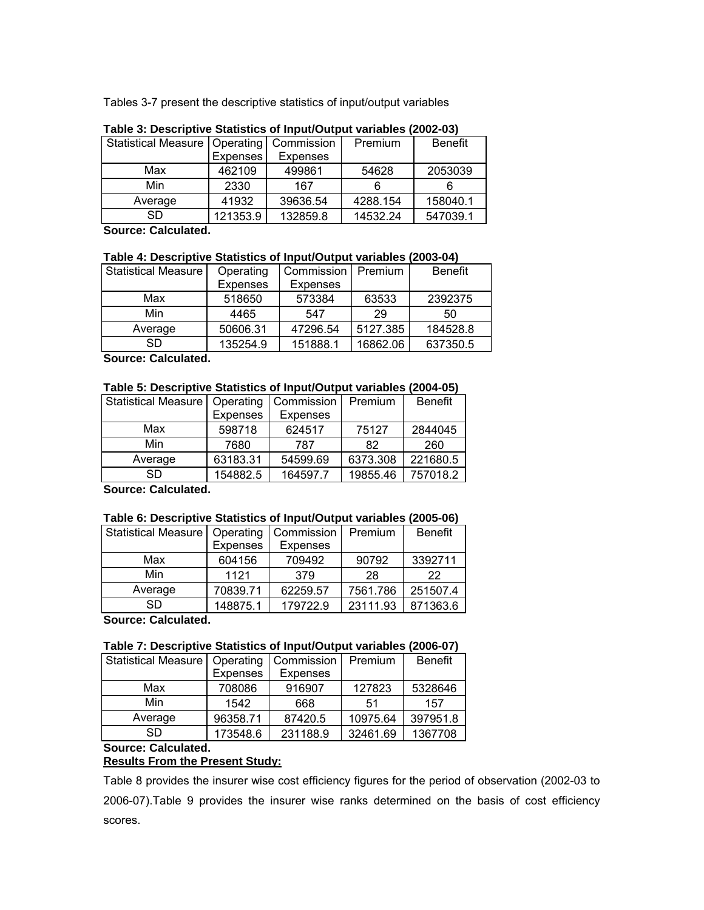Tables 3-7 present the descriptive statistics of input/output variables

**Table 3: Descriptive Statistics of Input/Output variables (2002-03)**

| Statistical Measure | Operating Expenses | Commission Expenses | Premium | Benefit |
|---|---|---|---|---|
| Max | 462109 | 499861 | 54628 | 2053039 |
| Min | 2330 | 167 | 6 | 6 |
| Average | 41932 | 39636.54 | 4288.154 | 158040.1 |
| SD | 121353.9 | 132859.8 | 14532.24 | 547039.1 |

**Source: Calculated.**

**Table 4: Descriptive Statistics of Input/Output variables (2003-04)**

| Statistical Measure | Operating Expenses | Commission Expenses | Premium | Benefit |
|---|---|---|---|---|
| Max | 518650 | 573384 | 63533 | 2392375 |
| Min | 4465 | 547 | 29 | 50 |
| Average | 50606.31 | 47296.54 | 5127.385 | 184528.8 |
| SD | 135254.9 | 151888.1 | 16862.06 | 637350.5 |

**Source: Calculated.**

**Table 5: Descriptive Statistics of Input/Output variables (2004-05)**

| Statistical Measure | Operating Expenses | Commission Expenses | Premium | Benefit |
|---|---|---|---|---|
| Max | 598718 | 624517 | 75127 | 2844045 |
| Min | 7680 | 787 | 82 | 260 |
| Average | 63183.31 | 54599.69 | 6373.308 | 221680.5 |
| SD | 154882.5 | 164597.7 | 19855.46 | 757018.2 |

**Source: Calculated.**

**Table 6: Descriptive Statistics of Input/Output variables (2005-06)**

| Statistical Measure | Operating Expenses | Commission Expenses | Premium | Benefit |
|---|---|---|---|---|
| Max | 604156 | 709492 | 90792 | 3392711 |
| Min | 1121 | 379 | 28 | 22 |
| Average | 70839.71 | 62259.57 | 7561.786 | 251507.4 |
| SD | 148875.1 | 179722.9 | 23111.93 | 871363.6 |

**Source: Calculated.**

**Table 7: Descriptive Statistics of Input/Output variables (2006-07)**

| Statistical Measure | Operating Expenses | Commission Expenses | Premium | Benefit |
|---|---|---|---|---|
| Max | 708086 | 916907 | 127823 | 5328646 |
| Min | 1542 | 668 | 51 | 157 |
| Average | 96358.71 | 87420.5 | 10975.64 | 397951.8 |
| SD | 173548.6 | 231188.9 | 32461.69 | 1367708 |

**Source: Calculated.**

**Results From the Present Study:**

Table 8 provides the insurer wise cost efficiency figures for the period of observation (2002-03 to 2006-07).Table 9 provides the insurer wise ranks determined on the basis of cost efficiency scores.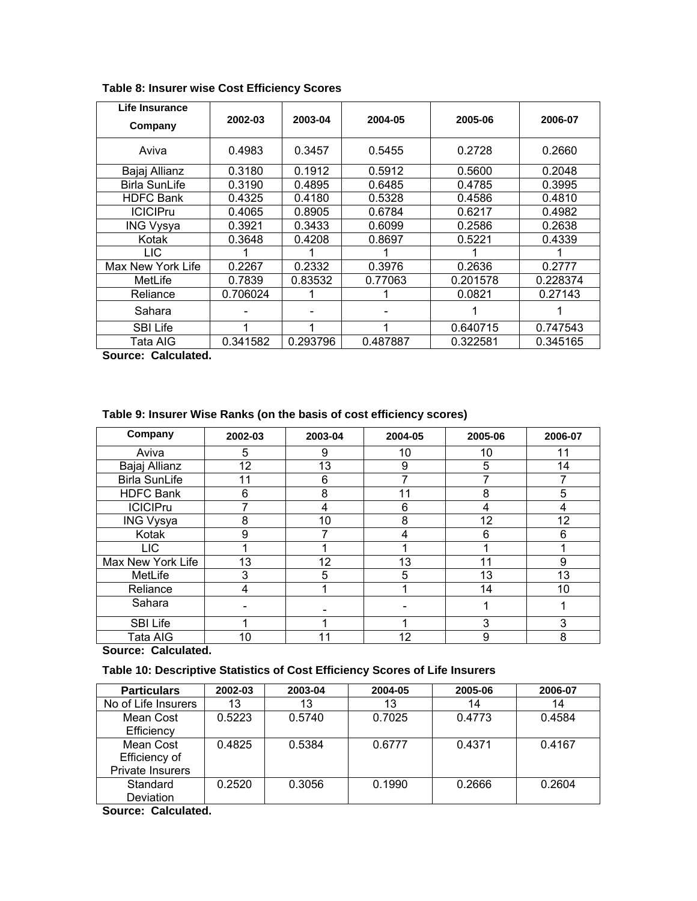**Table 8: Insurer wise Cost Efficiency Scores**

| Life Insurance Company | 2002-03 | 2003-04 | 2004-05 | 2005-06 | 2006-07 |
|---|---|---|---|---|---|
| Aviva | 0.4983 | 0.3457 | 0.5455 | 0.2728 | 0.2660 |
| Bajaj Allianz | 0.3180 | 0.1912 | 0.5912 | 0.5600 | 0.2048 |
| Birla SunLife | 0.3190 | 0.4895 | 0.6485 | 0.4785 | 0.3995 |
| HDFC Bank | 0.4325 | 0.4180 | 0.5328 | 0.4586 | 0.4810 |
| ICICIPru | 0.4065 | 0.8905 | 0.6784 | 0.6217 | 0.4982 |
| ING Vysya | 0.3921 | 0.3433 | 0.6099 | 0.2586 | 0.2638 |
| Kotak | 0.3648 | 0.4208 | 0.8697 | 0.5221 | 0.4339 |
| LIC | 1 | 1 | 1 | 1 | 1 |
| Max New York Life | 0.2267 | 0.2332 | 0.3976 | 0.2636 | 0.2777 |
| MetLife | 0.7839 | 0.83532 | 0.77063 | 0.201578 | 0.228374 |
| Reliance | 0.706024 | 1 | 1 | 0.0821 | 0.27143 |
| Sahara | - | - | - | 1 | 1 |
| SBI Life | 1 | 1 | 1 | 0.640715 | 0.747543 |
| Tata AIG | 0.341582 | 0.293796 | 0.487887 | 0.322581 | 0.345165 |

**Source: Calculated.**

**Table 9: Insurer Wise Ranks (on the basis of cost efficiency scores)**

| Company | 2002-03 | 2003-04 | 2004-05 | 2005-06 | 2006-07 |
|---|---|---|---|---|---|
| Aviva | 5 | 9 | 10 | 10 | 11 |
| Bajaj Allianz | 12 | 13 | 9 | 5 | 14 |
| Birla SunLife | 11 | 6 | 7 | 7 | 7 |
| HDFC Bank | 6 | 8 | 11 | 8 | 5 |
| ICICIPru | 7 | 4 | 6 | 4 | 4 |
| ING Vysya | 8 | 10 | 8 | 12 | 12 |
| Kotak | 9 | 7 | 4 | 6 | 6 |
| LIC | 1 | 1 | 1 | 1 | 1 |
| Max New York Life | 13 | 12 | 13 | 11 | 9 |
| MetLife | 3 | 5 | 5 | 13 | 13 |
| Reliance | 4 | 1 | 1 | 14 | 10 |
| Sahara | - | - | - | 1 | 1 |
| SBI Life | 1 | 1 | 1 | 3 | 3 |
| Tata AIG | 10 | 11 | 12 | 9 | 8 |

**Source: Calculated.**

**Table 10: Descriptive Statistics of Cost Efficiency Scores of Life Insurers**

| Particulars | 2002-03 | 2003-04 | 2004-05 | 2005-06 | 2006-07 |
|---|---|---|---|---|---|
| No of Life Insurers | 13 | 13 | 13 | 14 | 14 |
| Mean Cost Efficiency | 0.5223 | 0.5740 | 0.7025 | 0.4773 | 0.4584 |
| Mean Cost Efficiency of Private Insurers | 0.4825 | 0.5384 | 0.6777 | 0.4371 | 0.4167 |
| Standard Deviation | 0.2520 | 0.3056 | 0.1990 | 0.2666 | 0.2604 |

**Source: Calculated.**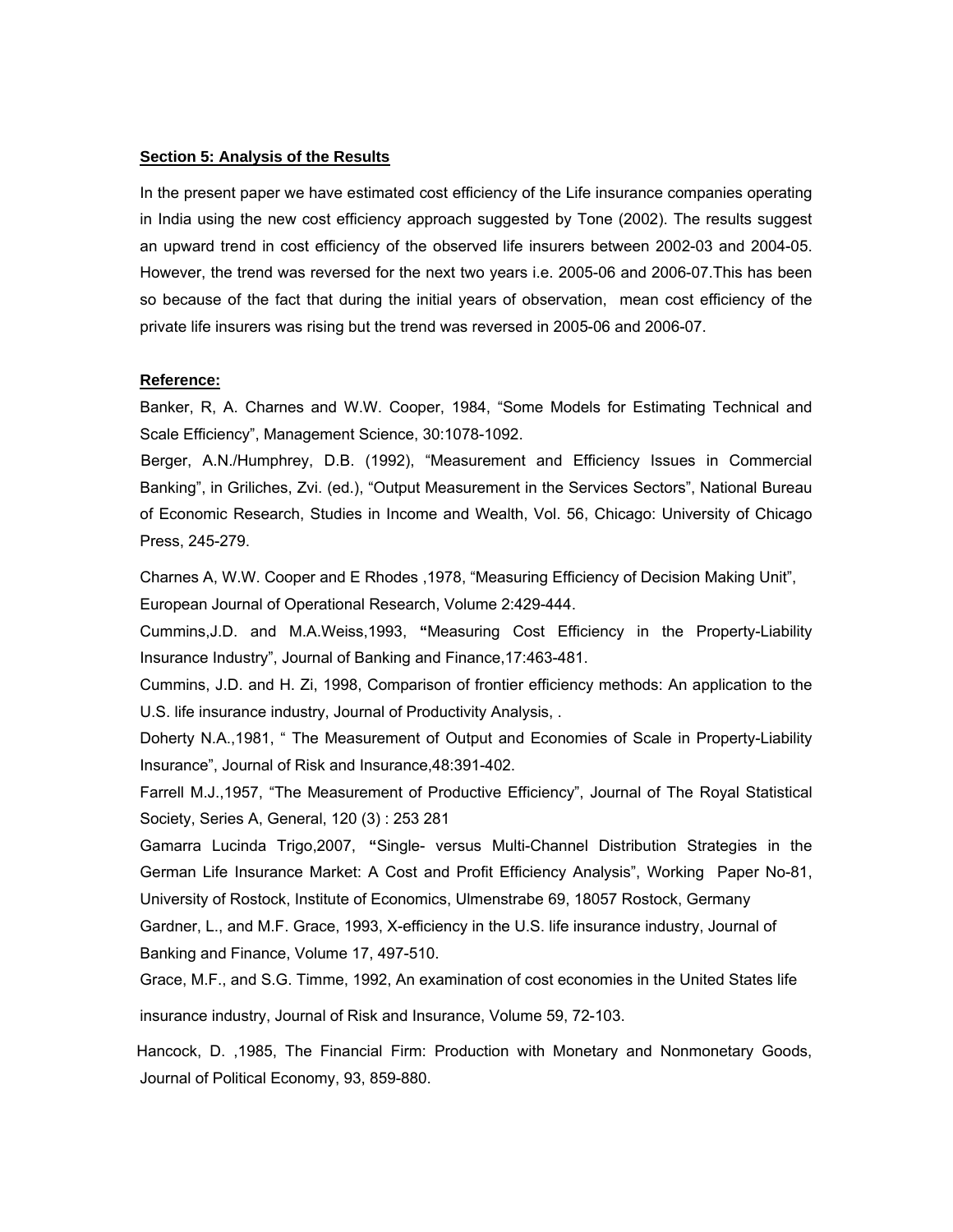**Section 5: Analysis of the Results**

In the present paper we have estimated cost efficiency of the Life insurance companies operating in India using the new cost efficiency approach suggested by Tone (2002). The results suggest an upward trend in cost efficiency of the observed life insurers between 2002-03 and 2004-05. However, the trend was reversed for the next two years i.e. 2005-06 and 2006-07.This has been so because of the fact that during the initial years of observation, mean cost efficiency of the private life insurers was rising but the trend was reversed in 2005-06 and 2006-07.

**Reference:**

Banker, R, A. Charnes and W.W. Cooper, 1984, "Some Models for Estimating Technical and Scale Efficiency", Management Science, 30:1078-1092.

Berger, A.N./Humphrey, D.B. (1992), "Measurement and Efficiency Issues in Commercial Banking", in Griliches, Zvi. (ed.), "Output Measurement in the Services Sectors", National Bureau of Economic Research, Studies in Income and Wealth, Vol. 56, Chicago: University of Chicago Press, 245-279.

Charnes A, W.W. Cooper and E Rhodes ,1978, "Measuring Efficiency of Decision Making Unit", European Journal of Operational Research, Volume 2:429-444.

Cummins,J.D. and M.A.Weiss,1993, **"**Measuring Cost Efficiency in the Property-Liability Insurance Industry", Journal of Banking and Finance,17:463-481.

Cummins, J.D. and H. Zi, 1998, Comparison of frontier efficiency methods: An application to the U.S. life insurance industry, Journal of Productivity Analysis, .

Doherty N.A.,1981, " The Measurement of Output and Economies of Scale in Property-Liability Insurance", Journal of Risk and Insurance,48:391-402.

Farrell M.J.,1957, "The Measurement of Productive Efficiency", Journal of The Royal Statistical Society, Series A, General, 120 (3) : 253 281

Gamarra Lucinda Trigo,2007, **"**Single- versus Multi-Channel Distribution Strategies in the German Life Insurance Market: A Cost and Profit Efficiency Analysis", Working Paper No-81, University of Rostock, Institute of Economics, Ulmenstrabe 69, 18057 Rostock, Germany

Gardner, L., and M.F. Grace, 1993, X-efficiency in the U.S. life insurance industry, Journal of Banking and Finance, Volume 17, 497-510.

Grace, M.F., and S.G. Timme, 1992, An examination of cost economies in the United States life insurance industry, Journal of Risk and Insurance, Volume 59, 72-103.

Hancock, D. ,1985, The Financial Firm: Production with Monetary and Nonmonetary Goods, Journal of Political Economy, 93, 859-880.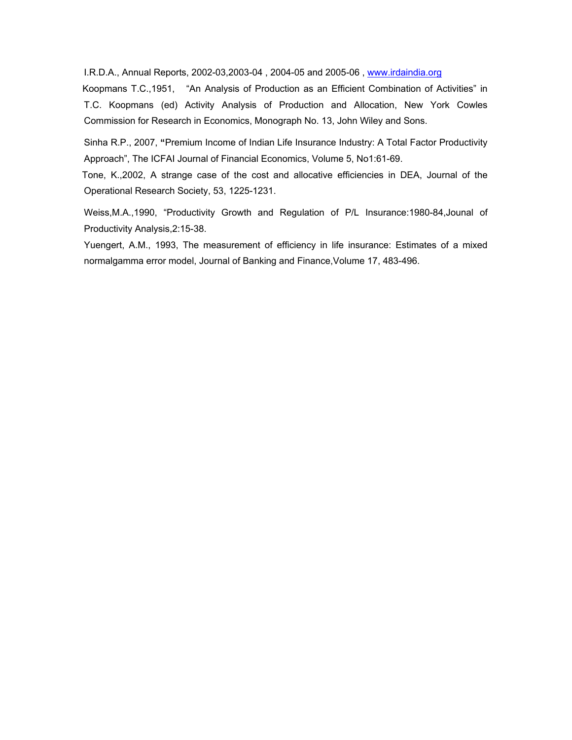I.R.D.A., Annual Reports, 2002-03,2003-04 , 2004-05 and 2005-06 , www.irdaindia.org

Koopmans T.C.,1951, "An Analysis of Production as an Efficient Combination of Activities" in T.C. Koopmans (ed) Activity Analysis of Production and Allocation, New York Cowles Commission for Research in Economics, Monograph No. 13, John Wiley and Sons.

Sinha R.P., 2007, **"**Premium Income of Indian Life Insurance Industry: A Total Factor Productivity Approach", The ICFAI Journal of Financial Economics, Volume 5, No1:61-69.

Tone, K.,2002, A strange case of the cost and allocative efficiencies in DEA, Journal of the Operational Research Society, 53, 1225-1231.

Weiss,M.A.,1990, "Productivity Growth and Regulation of P/L Insurance:1980-84,Jounal of Productivity Analysis,2:15-38.

Yuengert, A.M., 1993, The measurement of efficiency in life insurance: Estimates of a mixed normalgamma error model, Journal of Banking and Finance,Volume 17, 483-496.